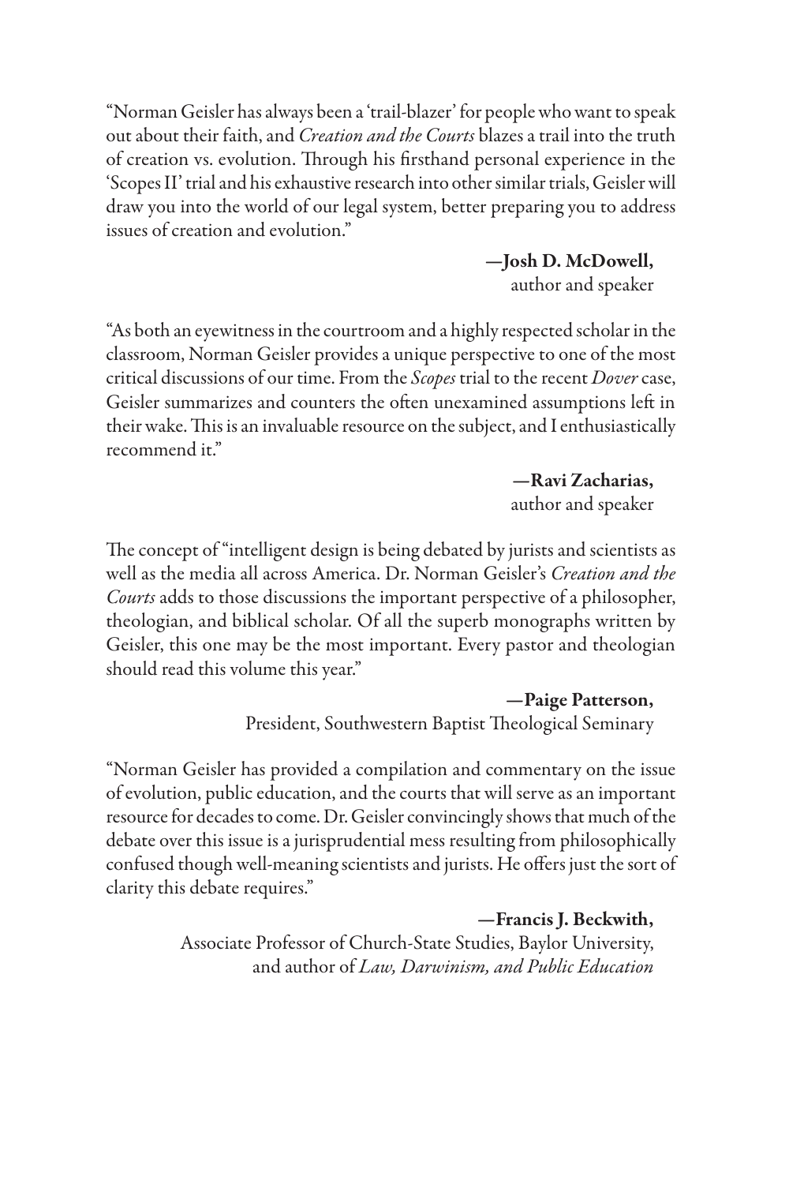"Norman Geisler has always been a 'trail-blazer' for people who want to speak out about their faith, and *Creation and the Courts* blazes a trail into the truth of creation vs. evolution. Through his firsthand personal experience in the 'Scopes II' trial and his exhaustive research into other similar trials, Geisler will draw you into the world of our legal system, better preparing you to address issues of creation and evolution."

**—Josh D. McDowell,**
author and speaker

"As both an eyewitness in the courtroom and a highly respected scholar in the classroom, Norman Geisler provides a unique perspective to one of the most critical discussions of our time. From the *Scopes* trial to the recent *Dover* case, Geisler summarizes and counters the often unexamined assumptions left in their wake. This is an invaluable resource on the subject, and I enthusiastically recommend it."

**—Ravi Zacharias,**
author and speaker

The concept of "intelligent design is being debated by jurists and scientists as well as the media all across America. Dr. Norman Geisler's *Creation and the Courts* adds to those discussions the important perspective of a philosopher, theologian, and biblical scholar. Of all the superb monographs written by Geisler, this one may be the most important. Every pastor and theologian should read this volume this year."

**—Paige Patterson,**
President, Southwestern Baptist Theological Seminary

"Norman Geisler has provided a compilation and commentary on the issue of evolution, public education, and the courts that will serve as an important resource for decades to come. Dr. Geisler convincingly shows that much of the debate over this issue is a jurisprudential mess resulting from philosophically confused though well-meaning scientists and jurists. He offers just the sort of clarity this debate requires."

**—Francis J. Beckwith,**
Associate Professor of Church-State Studies, Baylor University, and author of *Law, Darwinism, and Public Education*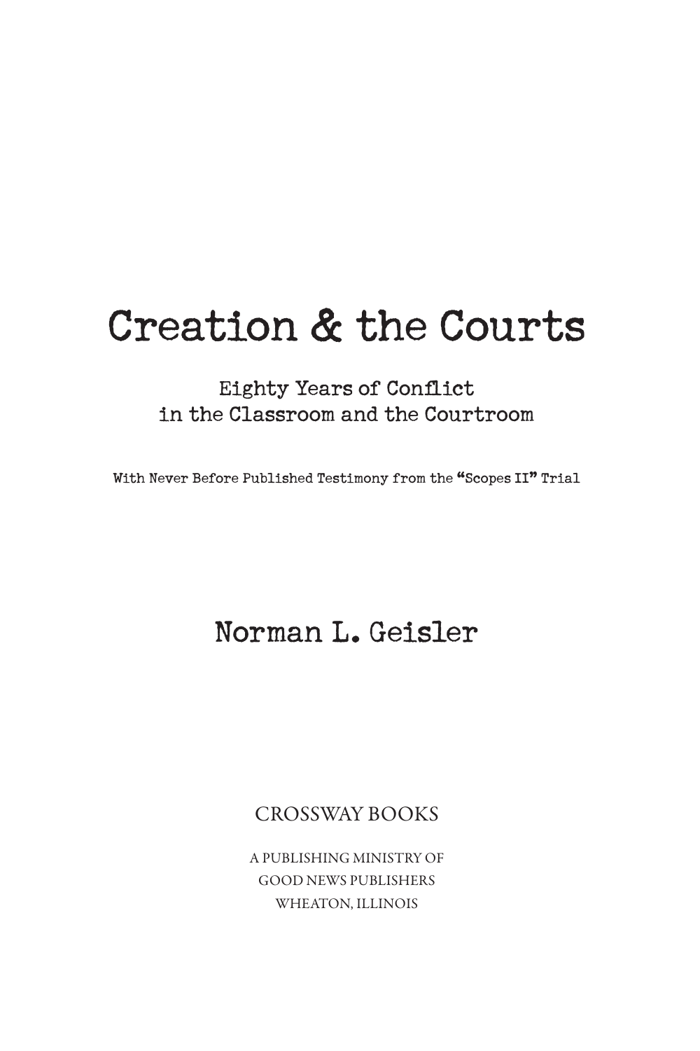# Creation & the Courts

## Eighty Years of Conflict in the Classroom and the Courtroom

With Never Before Published Testimony from the "Scopes II" Trial

Norman L. Geisler

CROSSWAY BOOKS

A PUBLISHING MINISTRY OF
GOOD NEWS PUBLISHERS
WHEATON, ILLINOIS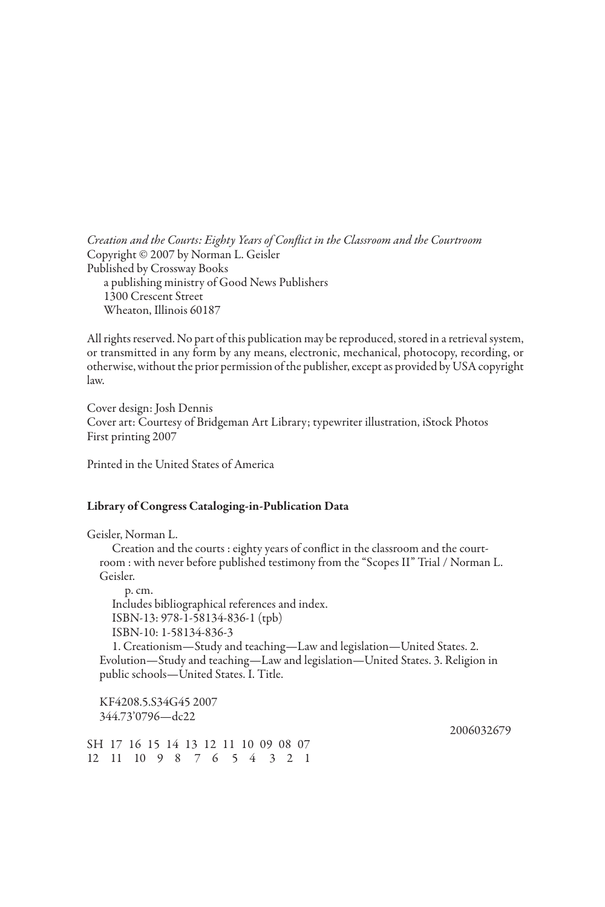*Creation and the Courts: Eighty Years of Conflict in the Classroom and the Courtroom*
Copyright © 2007 by Norman L. Geisler
Published by Crossway Books
a publishing ministry of Good News Publishers
1300 Crescent Street
Wheaton, Illinois 60187

All rights reserved. No part of this publication may be reproduced, stored in a retrieval system, or transmitted in any form by any means, electronic, mechanical, photocopy, recording, or otherwise, without the prior permission of the publisher, except as provided by USA copyright law.

Cover design: Josh Dennis
Cover art: Courtesy of Bridgeman Art Library; typewriter illustration, iStock Photos
First printing 2007

Printed in the United States of America

**Library of Congress Cataloging-in-Publication Data**

Geisler, Norman L.
Creation and the courts : eighty years of conflict in the classroom and the courtroom : with never before published testimony from the "Scopes II" Trial / Norman L. Geisler.
p. cm.
Includes bibliographical references and index.
ISBN-13: 978-1-58134-836-1 (tpb)
ISBN-10: 1-58134-836-3
1. Creationism—Study and teaching—Law and legislation—United States. 2. Evolution—Study and teaching—Law and legislation—United States. 3. Religion in public schools—United States. I. Title.

KF4208.5.S34G45 2007
344.73'0796—dc22

2006032679

SH 17 16 15 14 13 12 11 10 09 08 07
12 11 10 9 8 7 6 5 4 3 2 1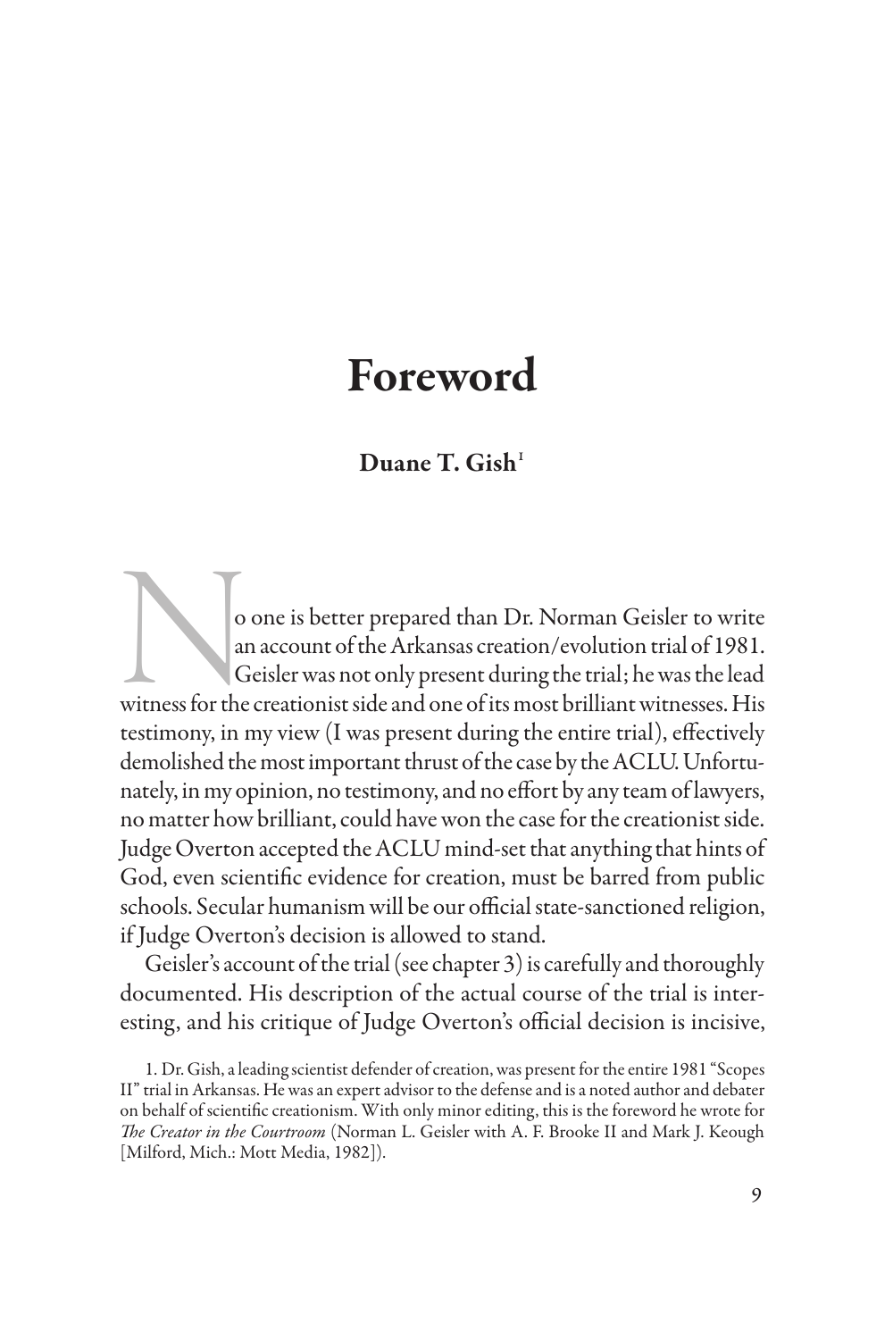# Foreword

## Duane T. Gish[1]

No one is better prepared than Dr. Norman Geisler to write an account of the Arkansas creation/evolution trial of 1981. Geisler was not only present during the trial; he was the lead witness for the creationist side and one of its most brilliant witnesses. His testimony, in my view (I was present during the entire trial), effectively demolished the most important thrust of the case by the ACLU. Unfortunately, in my opinion, no testimony, and no effort by any team of lawyers, no matter how brilliant, could have won the case for the creationist side. Judge Overton accepted the ACLU mind-set that anything that hints of God, even scientific evidence for creation, must be barred from public schools. Secular humanism will be our official state-sanctioned religion, if Judge Overton's decision is allowed to stand.

Geisler's account of the trial (see chapter 3) is carefully and thoroughly documented. His description of the actual course of the trial is interesting, and his critique of Judge Overton's official decision is incisive,

1. Dr. Gish, a leading scientist defender of creation, was present for the entire 1981 "Scopes II" trial in Arkansas. He was an expert advisor to the defense and is a noted author and debater on behalf of scientific creationism. With only minor editing, this is the foreword he wrote for *The Creator in the Courtroom* (Norman L. Geisler with A. F. Brooke II and Mark J. Keough [Milford, Mich.: Mott Media, 1982]).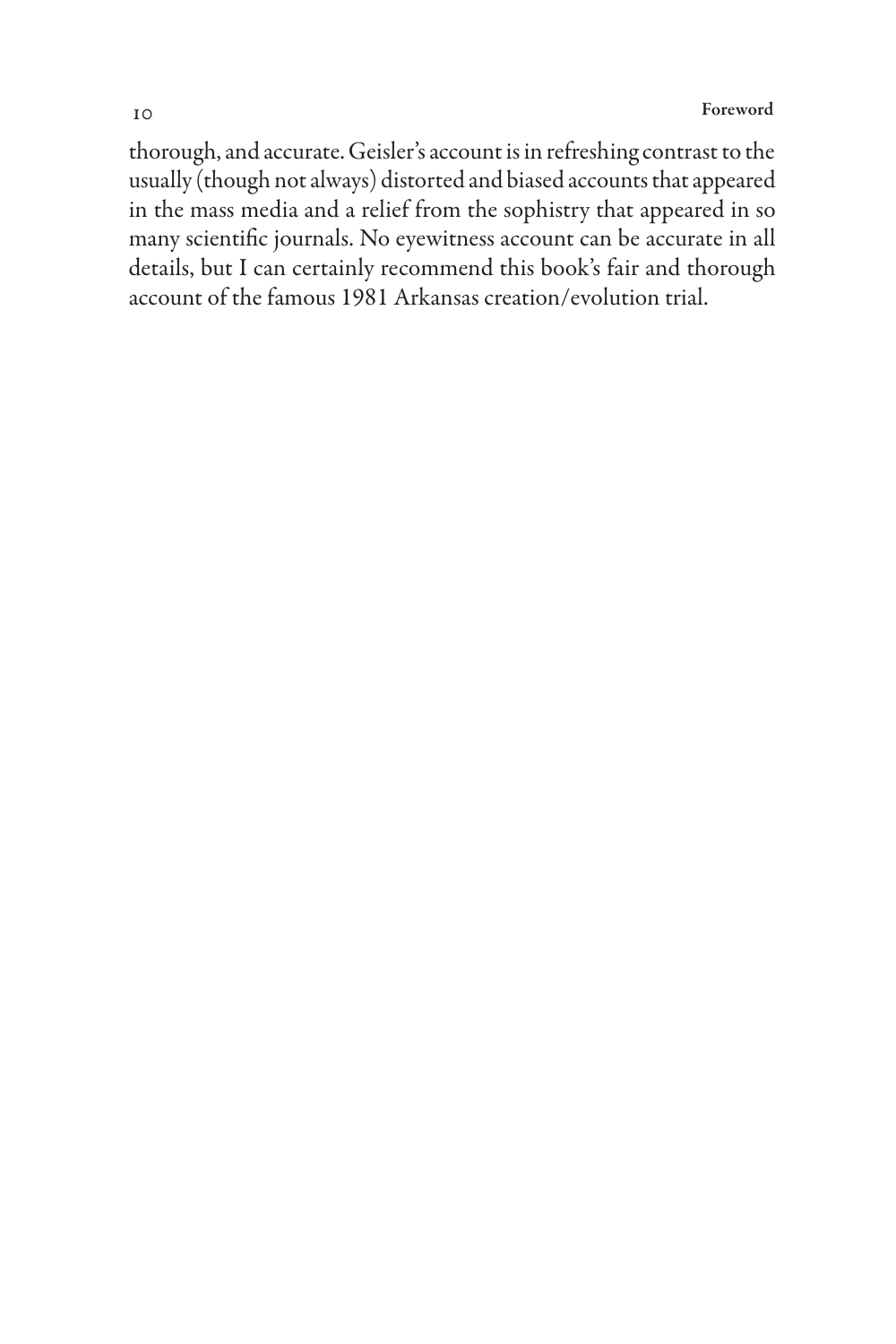thorough, and accurate. Geisler's account is in refreshing contrast to the usually (though not always) distorted and biased accounts that appeared in the mass media and a relief from the sophistry that appeared in so many scientific journals. No eyewitness account can be accurate in all details, but I can certainly recommend this book's fair and thorough account of the famous 1981 Arkansas creation/evolution trial.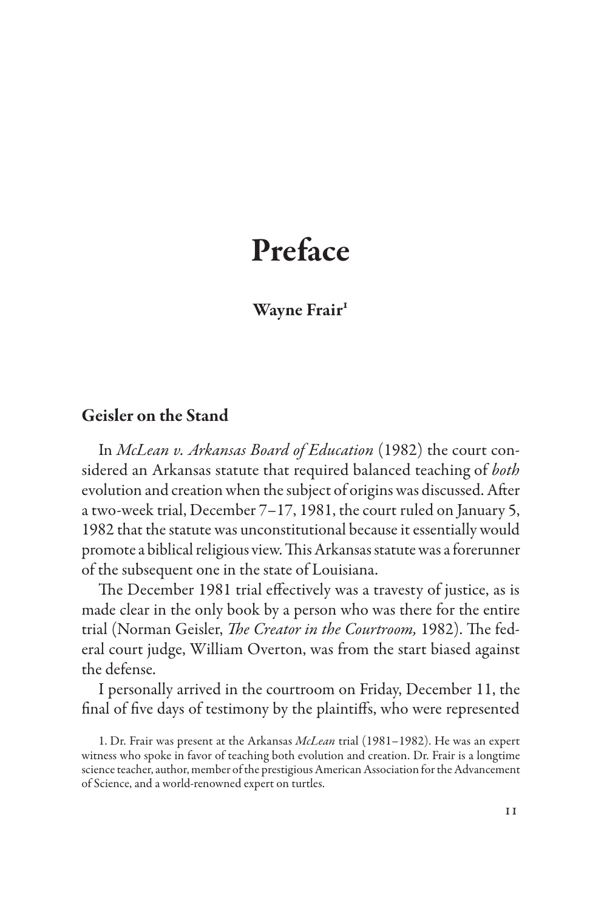# Preface

**Wayne Frair[1]**

## Geisler on the Stand

In *McLean v. Arkansas Board of Education* (1982) the court considered an Arkansas statute that required balanced teaching of *both* evolution and creation when the subject of origins was discussed. After a two-week trial, December 7–17, 1981, the court ruled on January 5, 1982 that the statute was unconstitutional because it essentially would promote a biblical religious view. This Arkansas statute was a forerunner of the subsequent one in the state of Louisiana.

The December 1981 trial effectively was a travesty of justice, as is made clear in the only book by a person who was there for the entire trial (Norman Geisler, *The Creator in the Courtroom,* 1982). The federal court judge, William Overton, was from the start biased against the defense.

I personally arrived in the courtroom on Friday, December 11, the final of five days of testimony by the plaintiffs, who were represented

1. Dr. Frair was present at the Arkansas *McLean* trial (1981–1982). He was an expert witness who spoke in favor of teaching both evolution and creation. Dr. Frair is a longtime science teacher, author, member of the prestigious American Association for the Advancement of Science, and a world-renowned expert on turtles.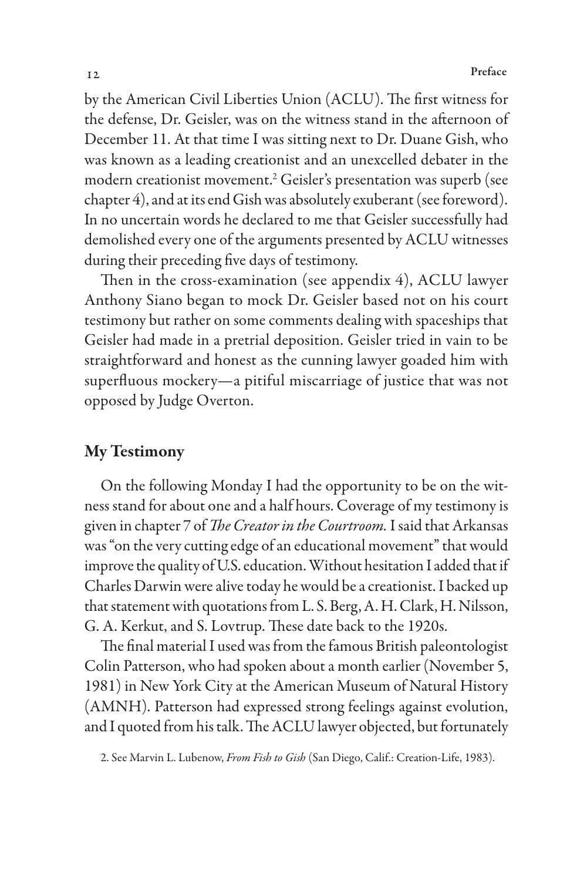by the American Civil Liberties Union (ACLU). The first witness for the defense, Dr. Geisler, was on the witness stand in the afternoon of December 11. At that time I was sitting next to Dr. Duane Gish, who was known as a leading creationist and an unexcelled debater in the modern creationist movement.[2] Geisler's presentation was superb (see chapter 4), and at its end Gish was absolutely exuberant (see foreword). In no uncertain words he declared to me that Geisler successfully had demolished every one of the arguments presented by ACLU witnesses during their preceding five days of testimony.

Then in the cross-examination (see appendix 4), ACLU lawyer Anthony Siano began to mock Dr. Geisler based not on his court testimony but rather on some comments dealing with spaceships that Geisler had made in a pretrial deposition. Geisler tried in vain to be straightforward and honest as the cunning lawyer goaded him with superfluous mockery—a pitiful miscarriage of justice that was not opposed by Judge Overton.

## My Testimony

On the following Monday I had the opportunity to be on the witness stand for about one and a half hours. Coverage of my testimony is given in chapter 7 of *The Creator in the Courtroom.* I said that Arkansas was "on the very cutting edge of an educational movement" that would improve the quality of U.S. education. Without hesitation I added that if Charles Darwin were alive today he would be a creationist. I backed up that statement with quotations from L. S. Berg, A. H. Clark, H. Nilsson, G. A. Kerkut, and S. Lovtrup. These date back to the 1920s.

The final material I used was from the famous British paleontologist Colin Patterson, who had spoken about a month earlier (November 5, 1981) in New York City at the American Museum of Natural History (AMNH). Patterson had expressed strong feelings against evolution, and I quoted from his talk. The ACLU lawyer objected, but fortunately

2. See Marvin L. Lubenow, *From Fish to Gish* (San Diego, Calif.: Creation-Life, 1983).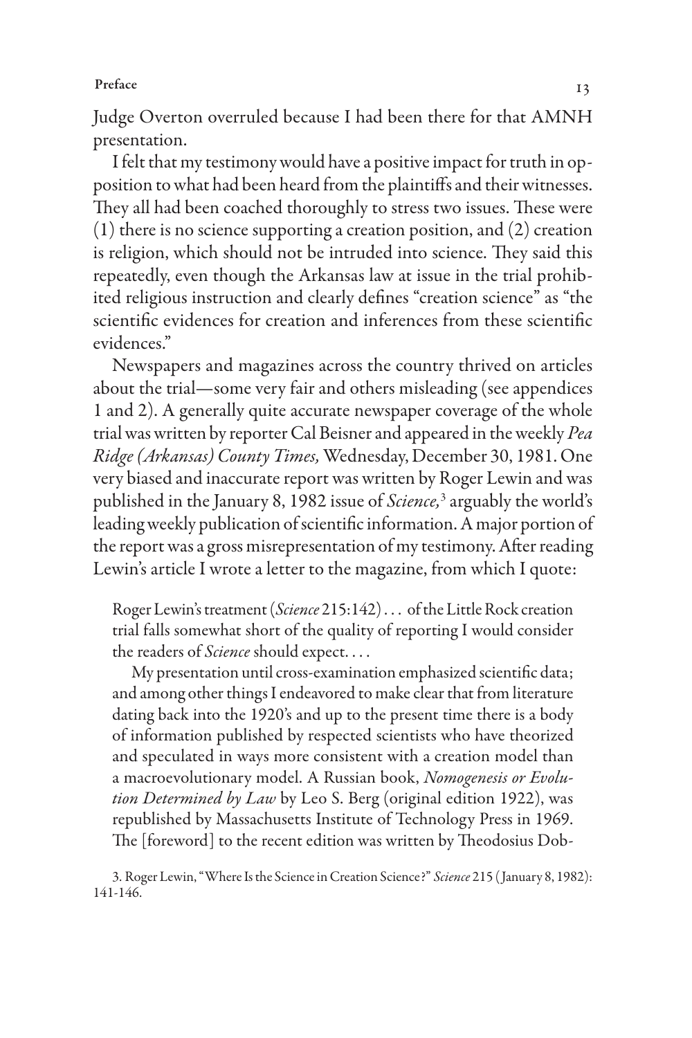Judge Overton overruled because I had been there for that AMNH presentation.

I felt that my testimony would have a positive impact for truth in opposition to what had been heard from the plaintiffs and their witnesses. They all had been coached thoroughly to stress two issues. These were (1) there is no science supporting a creation position, and (2) creation is religion, which should not be intruded into science. They said this repeatedly, even though the Arkansas law at issue in the trial prohibited religious instruction and clearly defines "creation science" as "the scientific evidences for creation and inferences from these scientific evidences."

Newspapers and magazines across the country thrived on articles about the trial—some very fair and others misleading (see appendices 1 and 2). A generally quite accurate newspaper coverage of the whole trial was written by reporter Cal Beisner and appeared in the weekly *Pea Ridge (Arkansas) County Times,* Wednesday, December 30, 1981. One very biased and inaccurate report was written by Roger Lewin and was published in the January 8, 1982 issue of *Science,*[3] arguably the world's leading weekly publication of scientific information. A major portion of the report was a gross misrepresentation of my testimony. After reading Lewin's article I wrote a letter to the magazine, from which I quote:

> Roger Lewin's treatment (*Science* 215:142) . . . of the Little Rock creation trial falls somewhat short of the quality of reporting I would consider the readers of *Science* should expect. . . .
>
> My presentation until cross-examination emphasized scientific data; and among other things I endeavored to make clear that from literature dating back into the 1920's and up to the present time there is a body of information published by respected scientists who have theorized and speculated in ways more consistent with a creation model than a macroevolutionary model. A Russian book, *Nomogenesis or Evolution Determined by Law* by Leo S. Berg (original edition 1922), was republished by Massachusetts Institute of Technology Press in 1969. The [foreword] to the recent edition was written by Theodosius Dob-

3. Roger Lewin, "Where Is the Science in Creation Science?" *Science* 215 (January 8, 1982): 141-146.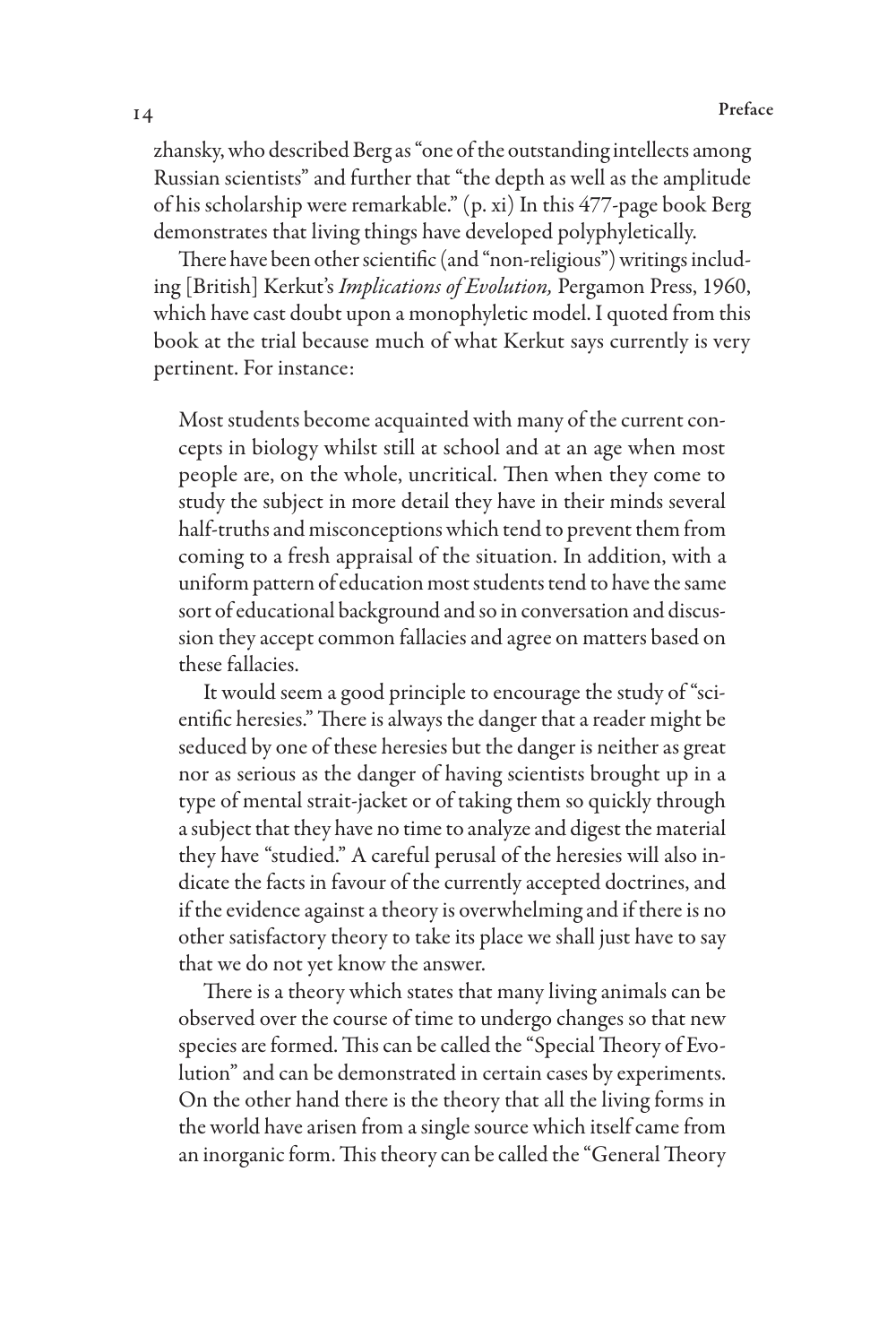zhansky, who described Berg as "one of the outstanding intellects among Russian scientists" and further that "the depth as well as the amplitude of his scholarship were remarkable." (p. xi) In this 477-page book Berg demonstrates that living things have developed polyphyletically.

There have been other scientific (and "non-religious") writings including [British] Kerkut's *Implications of Evolution,* Pergamon Press, 1960, which have cast doubt upon a monophyletic model. I quoted from this book at the trial because much of what Kerkut says currently is very pertinent. For instance:

> Most students become acquainted with many of the current concepts in biology whilst still at school and at an age when most people are, on the whole, uncritical. Then when they come to study the subject in more detail they have in their minds several half-truths and misconceptions which tend to prevent them from coming to a fresh appraisal of the situation. In addition, with a uniform pattern of education most students tend to have the same sort of educational background and so in conversation and discussion they accept common fallacies and agree on matters based on these fallacies.
>
> It would seem a good principle to encourage the study of "scientific heresies." There is always the danger that a reader might be seduced by one of these heresies but the danger is neither as great nor as serious as the danger of having scientists brought up in a type of mental strait-jacket or of taking them so quickly through a subject that they have no time to analyze and digest the material they have "studied." A careful perusal of the heresies will also indicate the facts in favour of the currently accepted doctrines, and if the evidence against a theory is overwhelming and if there is no other satisfactory theory to take its place we shall just have to say that we do not yet know the answer.
>
> There is a theory which states that many living animals can be observed over the course of time to undergo changes so that new species are formed. This can be called the "Special Theory of Evolution" and can be demonstrated in certain cases by experiments. On the other hand there is the theory that all the living forms in the world have arisen from a single source which itself came from an inorganic form. This theory can be called the "General Theory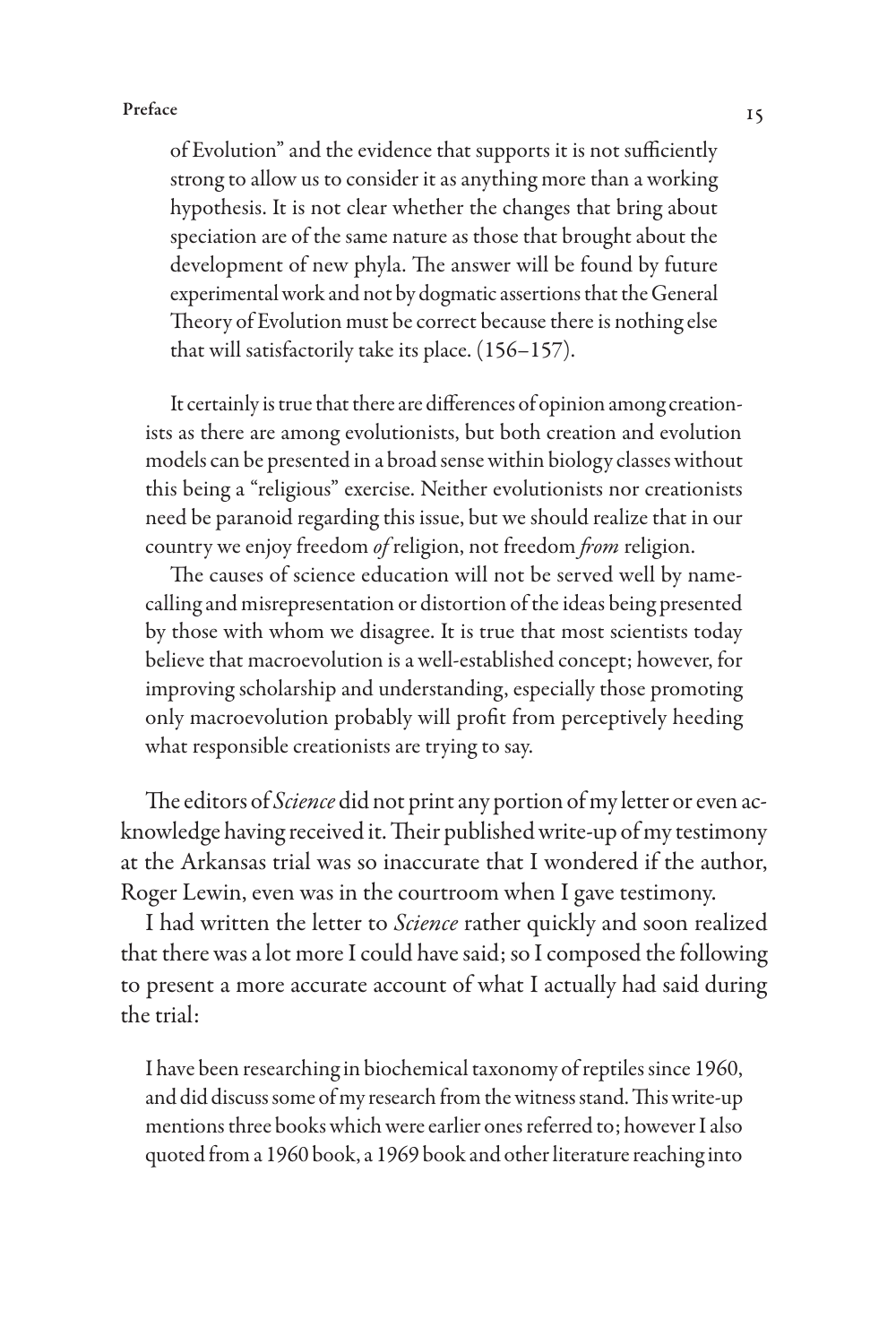> of Evolution" and the evidence that supports it is not sufficiently strong to allow us to consider it as anything more than a working hypothesis. It is not clear whether the changes that bring about speciation are of the same nature as those that brought about the development of new phyla. The answer will be found by future experimental work and not by dogmatic assertions that the General Theory of Evolution must be correct because there is nothing else that will satisfactorily take its place. (156–157).
>
> It certainly is true that there are differences of opinion among creationists as there are among evolutionists, but both creation and evolution models can be presented in a broad sense within biology classes without this being a "religious" exercise. Neither evolutionists nor creationists need be paranoid regarding this issue, but we should realize that in our country we enjoy freedom *of* religion, not freedom *from* religion.
>
> The causes of science education will not be served well by name-calling and misrepresentation or distortion of the ideas being presented by those with whom we disagree. It is true that most scientists today believe that macroevolution is a well-established concept; however, for improving scholarship and understanding, especially those promoting only macroevolution probably will profit from perceptively heeding what responsible creationists are trying to say.

The editors of *Science* did not print any portion of my letter or even acknowledge having received it. Their published write-up of my testimony at the Arkansas trial was so inaccurate that I wondered if the author, Roger Lewin, even was in the courtroom when I gave testimony.

I had written the letter to *Science* rather quickly and soon realized that there was a lot more I could have said; so I composed the following to present a more accurate account of what I actually had said during the trial:

> I have been researching in biochemical taxonomy of reptiles since 1960, and did discuss some of my research from the witness stand. This write-up mentions three books which were earlier ones referred to; however I also quoted from a 1960 book, a 1969 book and other literature reaching into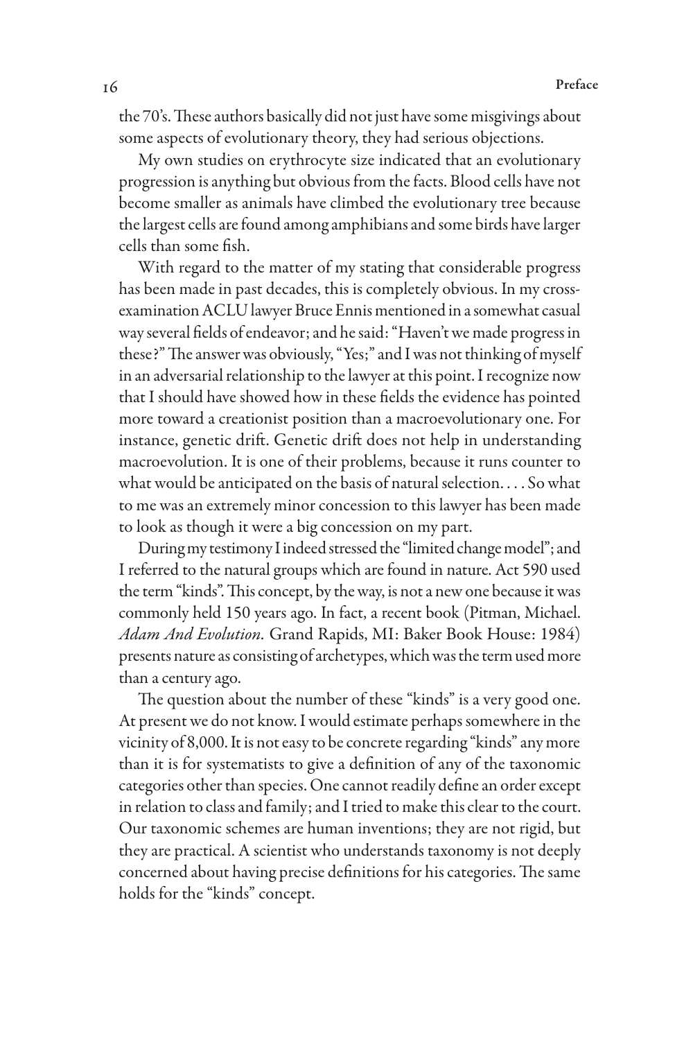the 70's. These authors basically did not just have some misgivings about some aspects of evolutionary theory, they had serious objections.

My own studies on erythrocyte size indicated that an evolutionary progression is anything but obvious from the facts. Blood cells have not become smaller as animals have climbed the evolutionary tree because the largest cells are found among amphibians and some birds have larger cells than some fish.

With regard to the matter of my stating that considerable progress has been made in past decades, this is completely obvious. In my cross-examination ACLU lawyer Bruce Ennis mentioned in a somewhat casual way several fields of endeavor; and he said: "Haven't we made progress in these?" The answer was obviously, "Yes;" and I was not thinking of myself in an adversarial relationship to the lawyer at this point. I recognize now that I should have showed how in these fields the evidence has pointed more toward a creationist position than a macroevolutionary one. For instance, genetic drift. Genetic drift does not help in understanding macroevolution. It is one of their problems, because it runs counter to what would be anticipated on the basis of natural selection. . . . So what to me was an extremely minor concession to this lawyer has been made to look as though it were a big concession on my part.

During my testimony I indeed stressed the "limited change model"; and I referred to the natural groups which are found in nature. Act 590 used the term "kinds". This concept, by the way, is not a new one because it was commonly held 150 years ago. In fact, a recent book (Pitman, Michael. *Adam And Evolution.* Grand Rapids, MI: Baker Book House: 1984) presents nature as consisting of archetypes, which was the term used more than a century ago.

The question about the number of these "kinds" is a very good one. At present we do not know. I would estimate perhaps somewhere in the vicinity of 8,000. It is not easy to be concrete regarding "kinds" any more than it is for systematists to give a definition of any of the taxonomic categories other than species. One cannot readily define an order except in relation to class and family; and I tried to make this clear to the court. Our taxonomic schemes are human inventions; they are not rigid, but they are practical. A scientist who understands taxonomy is not deeply concerned about having precise definitions for his categories. The same holds for the "kinds" concept.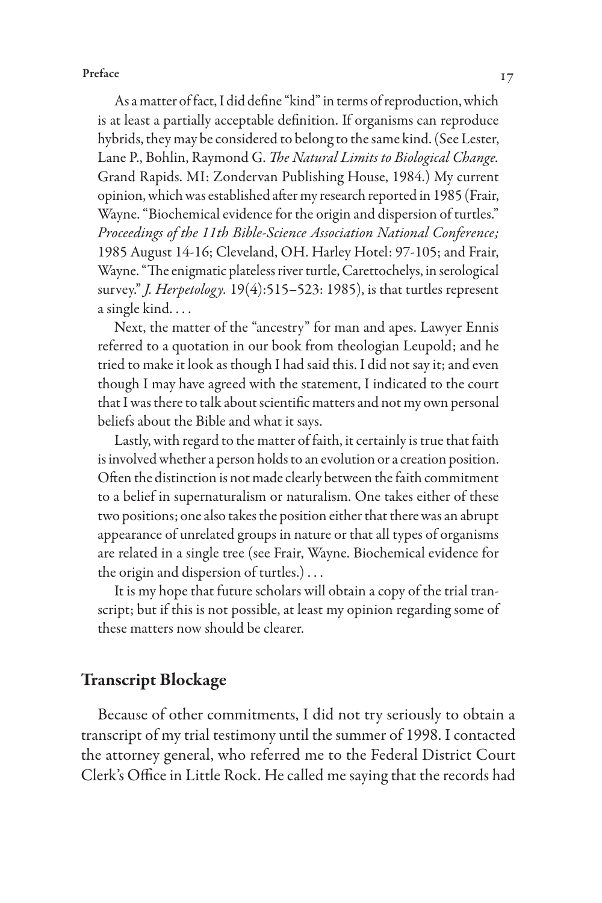As a matter of fact, I did define "kind" in terms of reproduction, which is at least a partially acceptable definition. If organisms can reproduce hybrids, they may be considered to belong to the same kind. (See Lester, Lane P., Bohlin, Raymond G. *The Natural Limits to Biological Change.* Grand Rapids. MI: Zondervan Publishing House, 1984.) My current opinion, which was established after my research reported in 1985 (Frair, Wayne. "Biochemical evidence for the origin and dispersion of turtles." *Proceedings of the 11th Bible-Science Association National Conference;* 1985 August 14-16; Cleveland, OH. Harley Hotel: 97-105; and Frair, Wayne. "The enigmatic plateless river turtle, Carettochelys, in serological survey." *J. Herpetology.* 19(4):515–523: 1985), is that turtles represent a single kind. . . .

Next, the matter of the "ancestry" for man and apes. Lawyer Ennis referred to a quotation in our book from theologian Leupold; and he tried to make it look as though I had said this. I did not say it; and even though I may have agreed with the statement, I indicated to the court that I was there to talk about scientific matters and not my own personal beliefs about the Bible and what it says.

Lastly, with regard to the matter of faith, it certainly is true that faith is involved whether a person holds to an evolution or a creation position. Often the distinction is not made clearly between the faith commitment to a belief in supernaturalism or naturalism. One takes either of these two positions; one also takes the position either that there was an abrupt appearance of unrelated groups in nature or that all types of organisms are related in a single tree (see Frair, Wayne. Biochemical evidence for the origin and dispersion of turtles.) . . .

It is my hope that future scholars will obtain a copy of the trial transcript; but if this is not possible, at least my opinion regarding some of these matters now should be clearer.

## Transcript Blockage

Because of other commitments, I did not try seriously to obtain a transcript of my trial testimony until the summer of 1998. I contacted the attorney general, who referred me to the Federal District Court Clerk's Office in Little Rock. He called me saying that the records had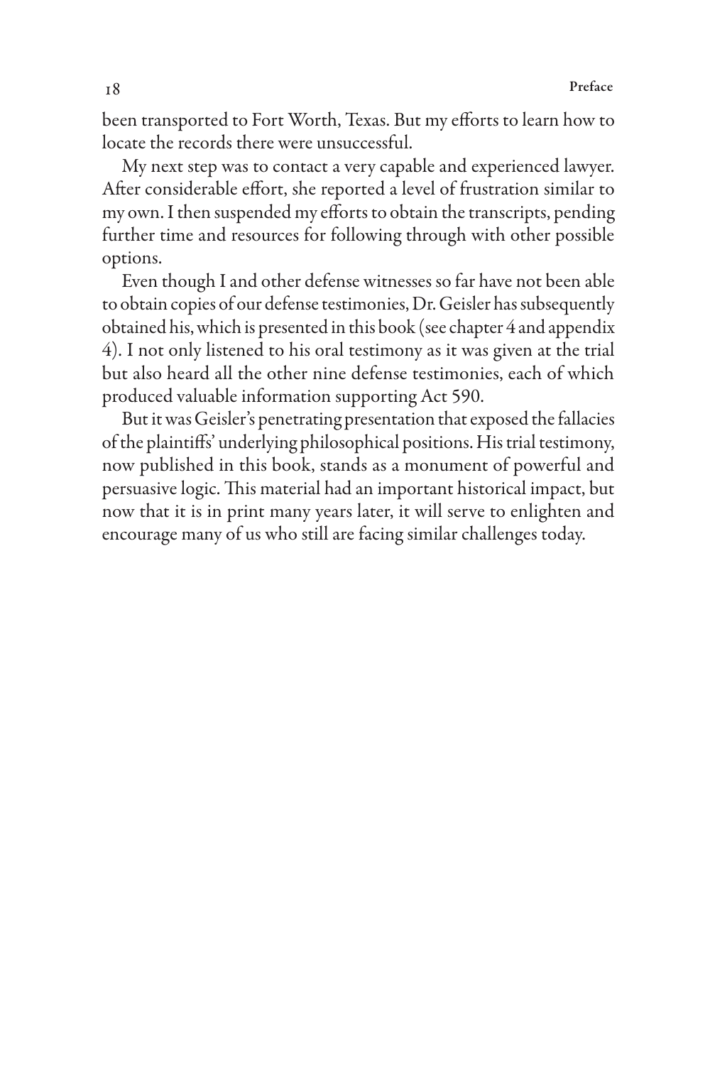been transported to Fort Worth, Texas. But my efforts to learn how to locate the records there were unsuccessful.

My next step was to contact a very capable and experienced lawyer. After considerable effort, she reported a level of frustration similar to my own. I then suspended my efforts to obtain the transcripts, pending further time and resources for following through with other possible options.

Even though I and other defense witnesses so far have not been able to obtain copies of our defense testimonies, Dr. Geisler has subsequently obtained his, which is presented in this book (see chapter 4 and appendix 4). I not only listened to his oral testimony as it was given at the trial but also heard all the other nine defense testimonies, each of which produced valuable information supporting Act 590.

But it was Geisler's penetrating presentation that exposed the fallacies of the plaintiffs' underlying philosophical positions. His trial testimony, now published in this book, stands as a monument of powerful and persuasive logic. This material had an important historical impact, but now that it is in print many years later, it will serve to enlighten and encourage many of us who still are facing similar challenges today.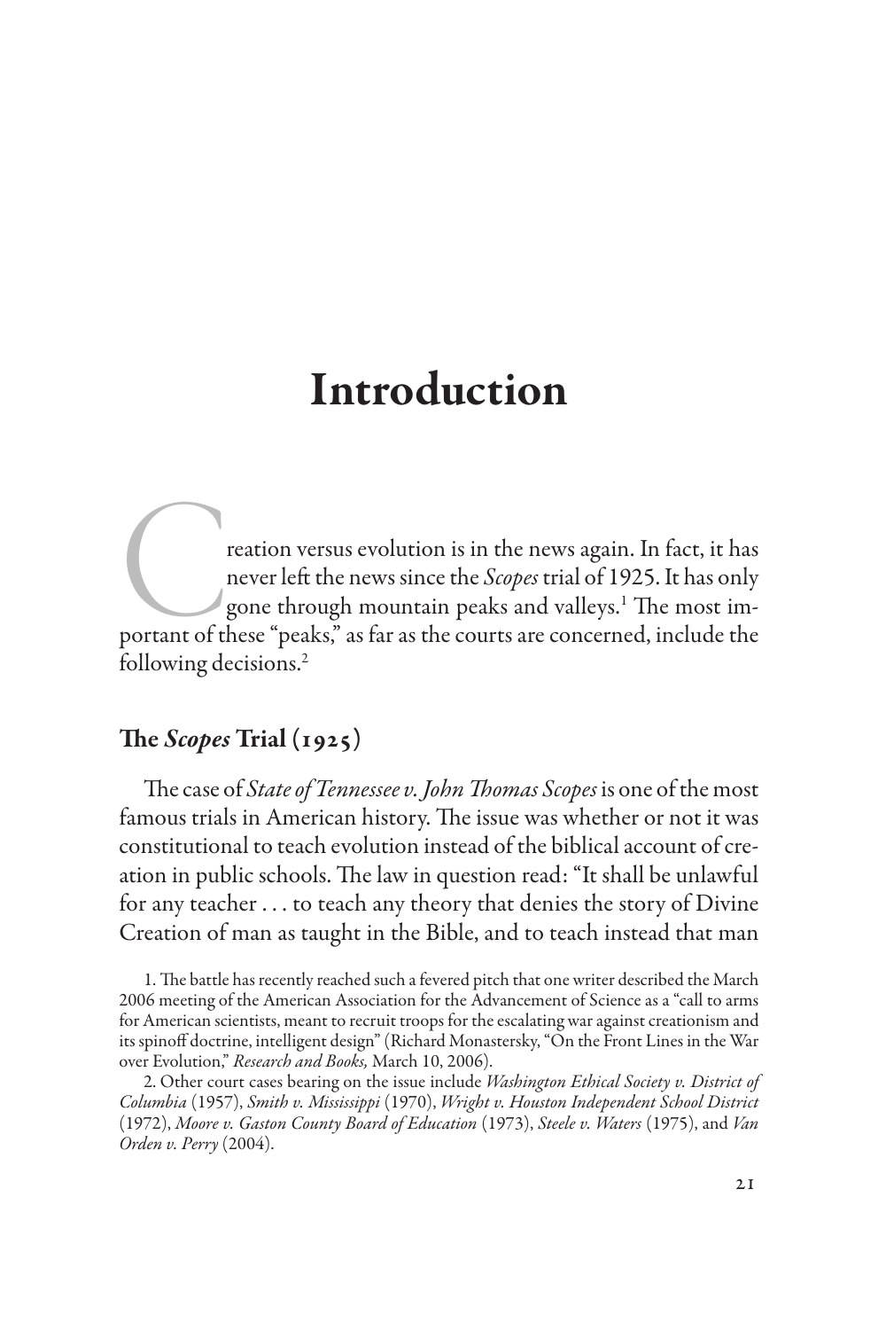# Introduction

Creation versus evolution is in the news again. In fact, it has never left the news since the *Scopes* trial of 1925. It has only gone through mountain peaks and valleys.[1] The most important of these "peaks," as far as the courts are concerned, include the following decisions.[2]

## The *Scopes* Trial (1925)

The case of *State of Tennessee v. John Thomas Scopes* is one of the most famous trials in American history. The issue was whether or not it was constitutional to teach evolution instead of the biblical account of creation in public schools. The law in question read: "It shall be unlawful for any teacher . . . to teach any theory that denies the story of Divine Creation of man as taught in the Bible, and to teach instead that man

1. The battle has recently reached such a fevered pitch that one writer described the March 2006 meeting of the American Association for the Advancement of Science as a "call to arms for American scientists, meant to recruit troops for the escalating war against creationism and its spinoff doctrine, intelligent design" (Richard Monastersky, "On the Front Lines in the War over Evolution," *Research and Books,* March 10, 2006).

2. Other court cases bearing on the issue include *Washington Ethical Society v. District of Columbia* (1957), *Smith v. Mississippi* (1970), *Wright v. Houston Independent School District* (1972), *Moore v. Gaston County Board of Education* (1973), *Steele v. Waters* (1975), and *Van Orden v. Perry* (2004).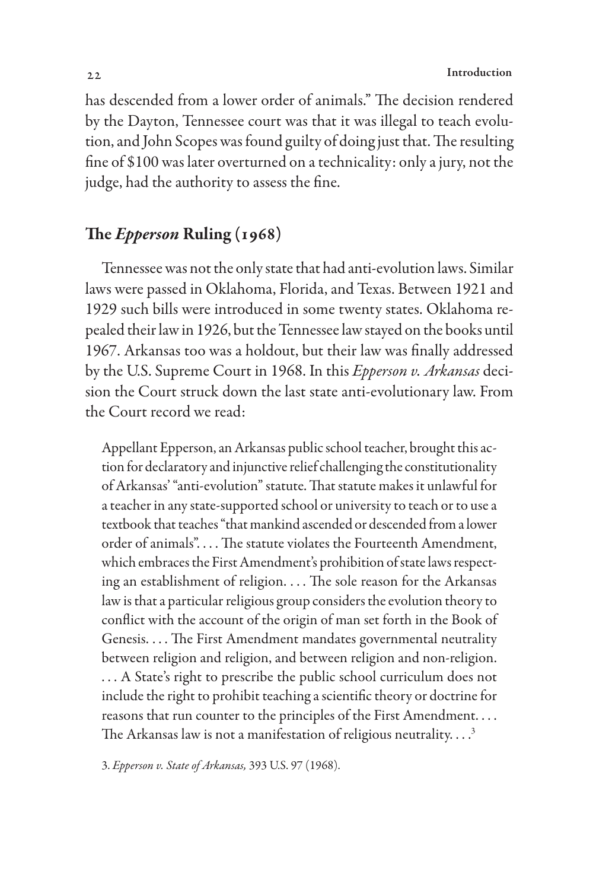has descended from a lower order of animals." The decision rendered by the Dayton, Tennessee court was that it was illegal to teach evolution, and John Scopes was found guilty of doing just that. The resulting fine of $100 was later overturned on a technicality: only a jury, not the judge, had the authority to assess the fine.

## The *Epperson* Ruling (1968)

Tennessee was not the only state that had anti-evolution laws. Similar laws were passed in Oklahoma, Florida, and Texas. Between 1921 and 1929 such bills were introduced in some twenty states. Oklahoma repealed their law in 1926, but the Tennessee law stayed on the books until 1967. Arkansas too was a holdout, but their law was finally addressed by the U.S. Supreme Court in 1968. In this *Epperson v. Arkansas* decision the Court struck down the last state anti-evolutionary law. From the Court record we read:

> Appellant Epperson, an Arkansas public school teacher, brought this action for declaratory and injunctive relief challenging the constitutionality of Arkansas' "anti-evolution" statute. That statute makes it unlawful for a teacher in any state-supported school or university to teach or to use a textbook that teaches "that mankind ascended or descended from a lower order of animals". . . . The statute violates the Fourteenth Amendment, which embraces the First Amendment's prohibition of state laws respecting an establishment of religion. . . . The sole reason for the Arkansas law is that a particular religious group considers the evolution theory to conflict with the account of the origin of man set forth in the Book of Genesis. . . . The First Amendment mandates governmental neutrality between religion and religion, and between religion and non-religion. . . . A State's right to prescribe the public school curriculum does not include the right to prohibit teaching a scientific theory or doctrine for reasons that run counter to the principles of the First Amendment. . . . The Arkansas law is not a manifestation of religious neutrality. . . .[3]

3. *Epperson v. State of Arkansas,* 393 U.S. 97 (1968).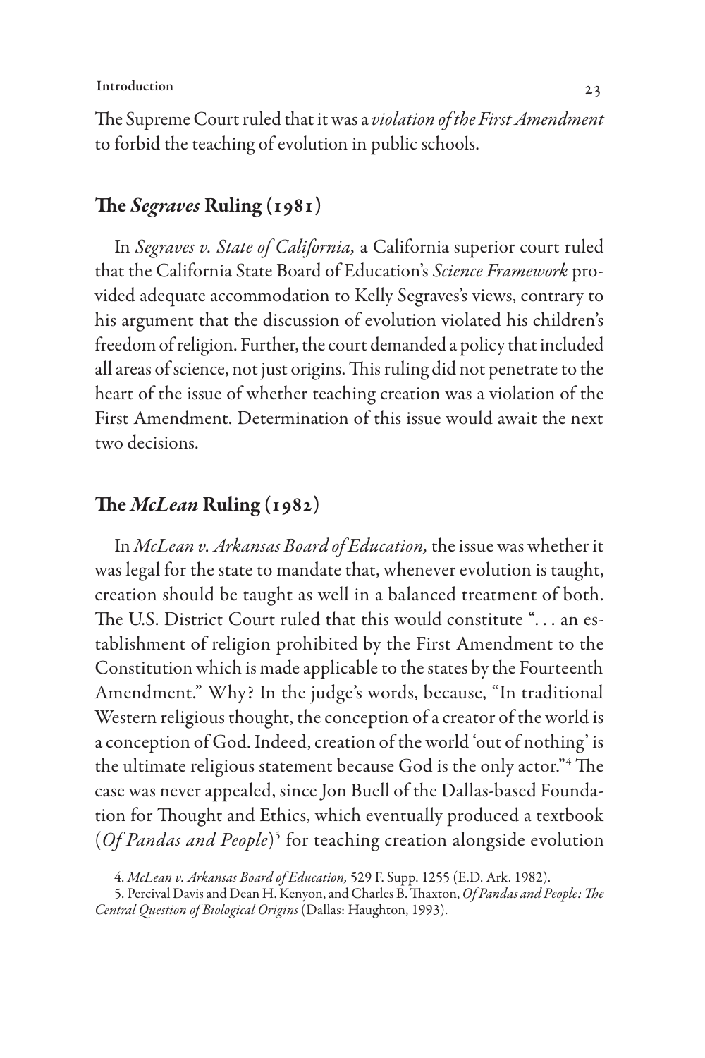The Supreme Court ruled that it was a *violation of the First Amendment* to forbid the teaching of evolution in public schools.

## The *Segraves* Ruling (1981)

In *Segraves v. State of California,* a California superior court ruled that the California State Board of Education's *Science Framework* provided adequate accommodation to Kelly Segraves's views, contrary to his argument that the discussion of evolution violated his children's freedom of religion. Further, the court demanded a policy that included all areas of science, not just origins. This ruling did not penetrate to the heart of the issue of whether teaching creation was a violation of the First Amendment. Determination of this issue would await the next two decisions.

## The *McLean* Ruling (1982)

In *McLean v. Arkansas Board of Education,* the issue was whether it was legal for the state to mandate that, whenever evolution is taught, creation should be taught as well in a balanced treatment of both. The U.S. District Court ruled that this would constitute ". . . an establishment of religion prohibited by the First Amendment to the Constitution which is made applicable to the states by the Fourteenth Amendment." Why? In the judge's words, because, "In traditional Western religious thought, the conception of a creator of the world is a conception of God. Indeed, creation of the world 'out of nothing' is the ultimate religious statement because God is the only actor."[4] The case was never appealed, since Jon Buell of the Dallas-based Foundation for Thought and Ethics, which eventually produced a textbook (*Of Pandas and People*)[5] for teaching creation alongside evolution

4. *McLean v. Arkansas Board of Education,* 529 F. Supp. 1255 (E.D. Ark. 1982).

5. Percival Davis and Dean H. Kenyon, and Charles B. Thaxton, *Of Pandas and People: The Central Question of Biological Origins* (Dallas: Haughton, 1993).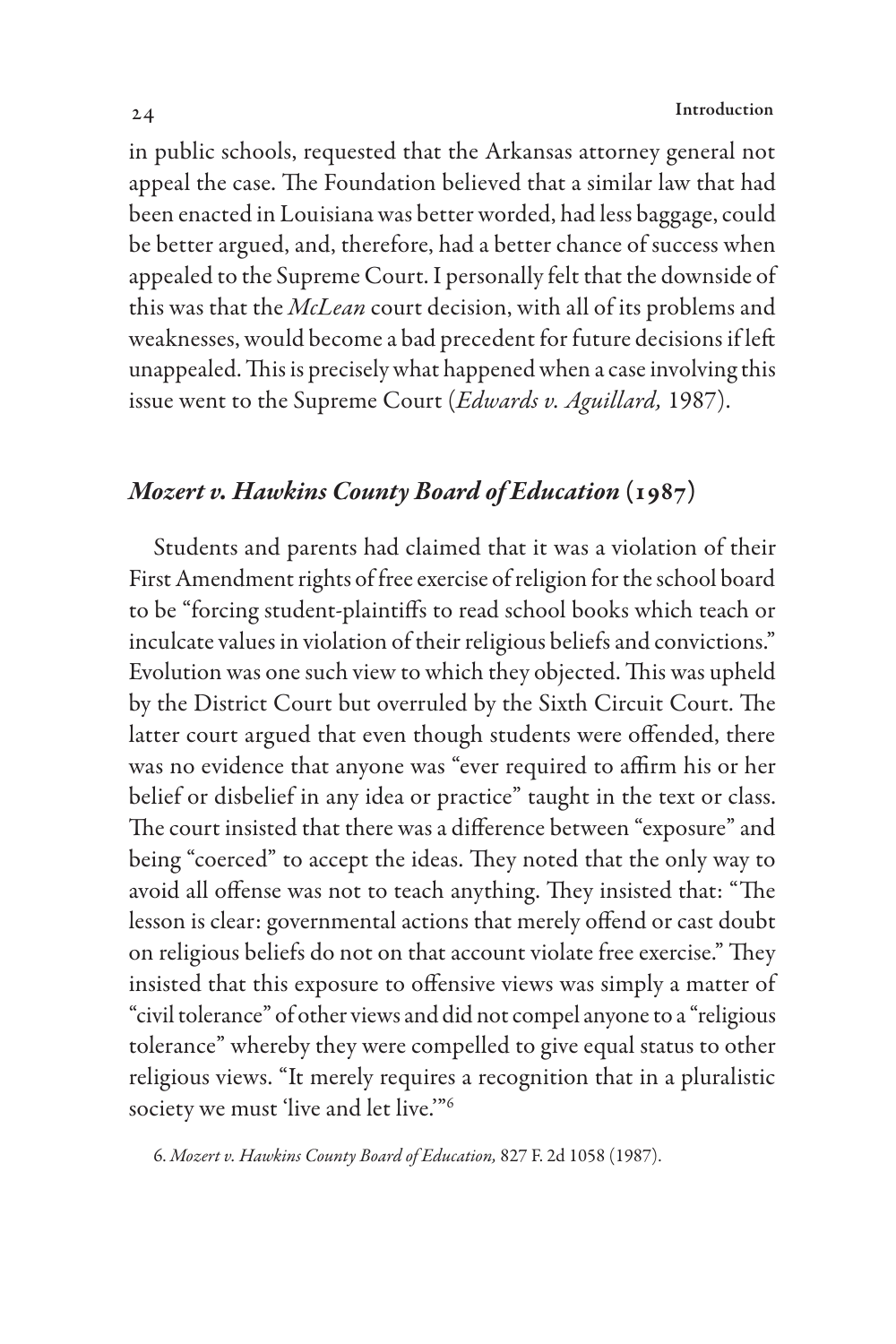in public schools, requested that the Arkansas attorney general not appeal the case. The Foundation believed that a similar law that had been enacted in Louisiana was better worded, had less baggage, could be better argued, and, therefore, had a better chance of success when appealed to the Supreme Court. I personally felt that the downside of this was that the *McLean* court decision, with all of its problems and weaknesses, would become a bad precedent for future decisions if left unappealed. This is precisely what happened when a case involving this issue went to the Supreme Court (*Edwards v. Aguillard,* 1987).

## *Mozert v. Hawkins County Board of Education* (1987)

Students and parents had claimed that it was a violation of their First Amendment rights of free exercise of religion for the school board to be "forcing student-plaintiffs to read school books which teach or inculcate values in violation of their religious beliefs and convictions." Evolution was one such view to which they objected. This was upheld by the District Court but overruled by the Sixth Circuit Court. The latter court argued that even though students were offended, there was no evidence that anyone was "ever required to affirm his or her belief or disbelief in any idea or practice" taught in the text or class. The court insisted that there was a difference between "exposure" and being "coerced" to accept the ideas. They noted that the only way to avoid all offense was not to teach anything. They insisted that: "The lesson is clear: governmental actions that merely offend or cast doubt on religious beliefs do not on that account violate free exercise." They insisted that this exposure to offensive views was simply a matter of "civil tolerance" of other views and did not compel anyone to a "religious tolerance" whereby they were compelled to give equal status to other religious views. "It merely requires a recognition that in a pluralistic society we must 'live and let live.'"[6]

6. *Mozert v. Hawkins County Board of Education,* 827 F. 2d 1058 (1987).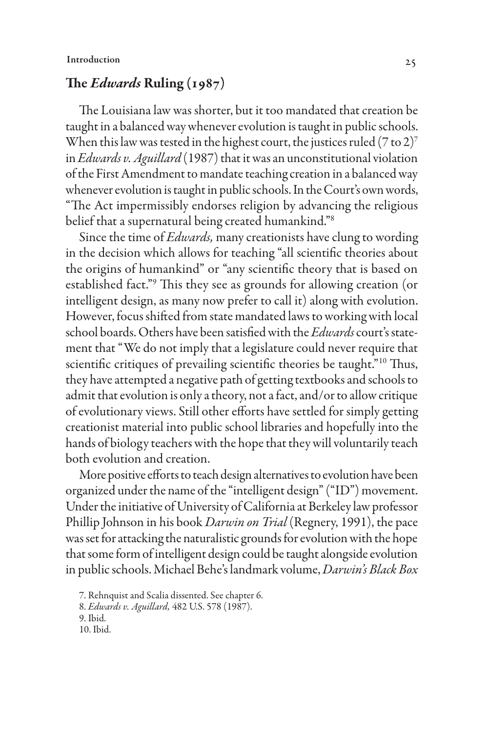## The *Edwards* Ruling (1987)

The Louisiana law was shorter, but it too mandated that creation be taught in a balanced way whenever evolution is taught in public schools. When this law was tested in the highest court, the justices ruled (7 to 2)[7] in *Edwards v. Aguillard* (1987) that it was an unconstitutional violation of the First Amendment to mandate teaching creation in a balanced way whenever evolution is taught in public schools. In the Court's own words, "The Act impermissibly endorses religion by advancing the religious belief that a supernatural being created humankind."[8]

Since the time of *Edwards,* many creationists have clung to wording in the decision which allows for teaching "all scientific theories about the origins of humankind" or "any scientific theory that is based on established fact."[9] This they see as grounds for allowing creation (or intelligent design, as many now prefer to call it) along with evolution. However, focus shifted from state mandated laws to working with local school boards. Others have been satisfied with the *Edwards* court's statement that "We do not imply that a legislature could never require that scientific critiques of prevailing scientific theories be taught."[10] Thus, they have attempted a negative path of getting textbooks and schools to admit that evolution is only a theory, not a fact, and/or to allow critique of evolutionary views. Still other efforts have settled for simply getting creationist material into public school libraries and hopefully into the hands of biology teachers with the hope that they will voluntarily teach both evolution and creation.

More positive efforts to teach design alternatives to evolution have been organized under the name of the "intelligent design" ("ID") movement. Under the initiative of University of California at Berkeley law professor Phillip Johnson in his book *Darwin on Trial* (Regnery, 1991), the pace was set for attacking the naturalistic grounds for evolution with the hope that some form of intelligent design could be taught alongside evolution in public schools. Michael Behe's landmark volume, *Darwin's Black Box*

7. Rehnquist and Scalia dissented. See chapter 6.

8. *Edwards v. Aguillard,* 482 U.S. 578 (1987).

9. Ibid.

10. Ibid.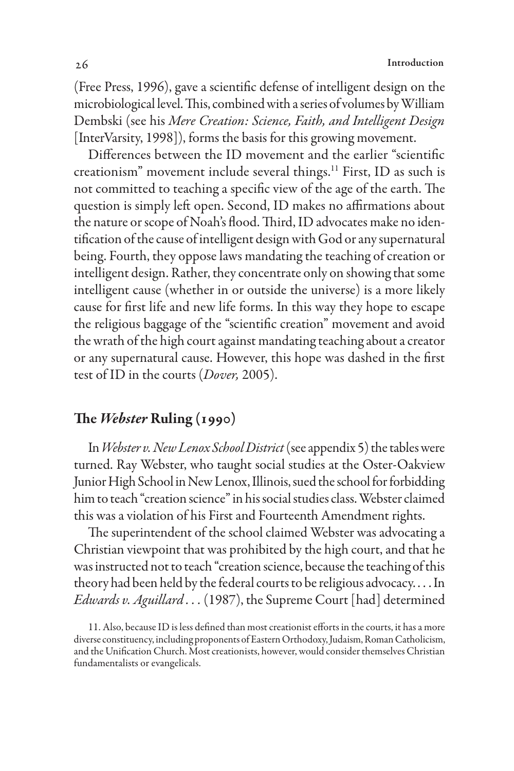(Free Press, 1996), gave a scientific defense of intelligent design on the microbiological level. This, combined with a series of volumes by William Dembski (see his *Mere Creation: Science, Faith, and Intelligent Design* [InterVarsity, 1998]), forms the basis for this growing movement.

Differences between the ID movement and the earlier "scientific creationism" movement include several things.[11] First, ID as such is not committed to teaching a specific view of the age of the earth. The question is simply left open. Second, ID makes no affirmations about the nature or scope of Noah's flood. Third, ID advocates make no identification of the cause of intelligent design with God or any supernatural being. Fourth, they oppose laws mandating the teaching of creation or intelligent design. Rather, they concentrate only on showing that some intelligent cause (whether in or outside the universe) is a more likely cause for first life and new life forms. In this way they hope to escape the religious baggage of the "scientific creation" movement and avoid the wrath of the high court against mandating teaching about a creator or any supernatural cause. However, this hope was dashed in the first test of ID in the courts (*Dover,* 2005).

## The *Webster* Ruling (1990)

In *Webster v. New Lenox School District* (see appendix 5) the tables were turned. Ray Webster, who taught social studies at the Oster-Oakview Junior High School in New Lenox, Illinois, sued the school for forbidding him to teach "creation science" in his social studies class. Webster claimed this was a violation of his First and Fourteenth Amendment rights.

The superintendent of the school claimed Webster was advocating a Christian viewpoint that was prohibited by the high court, and that he was instructed not to teach "creation science, because the teaching of this theory had been held by the federal courts to be religious advocacy. . . . In *Edwards v. Aguillard* . . . (1987), the Supreme Court [had] determined

11. Also, because ID is less defined than most creationist efforts in the courts, it has a more diverse constituency, including proponents of Eastern Orthodoxy, Judaism, Roman Catholicism, and the Unification Church. Most creationists, however, would consider themselves Christian fundamentalists or evangelicals.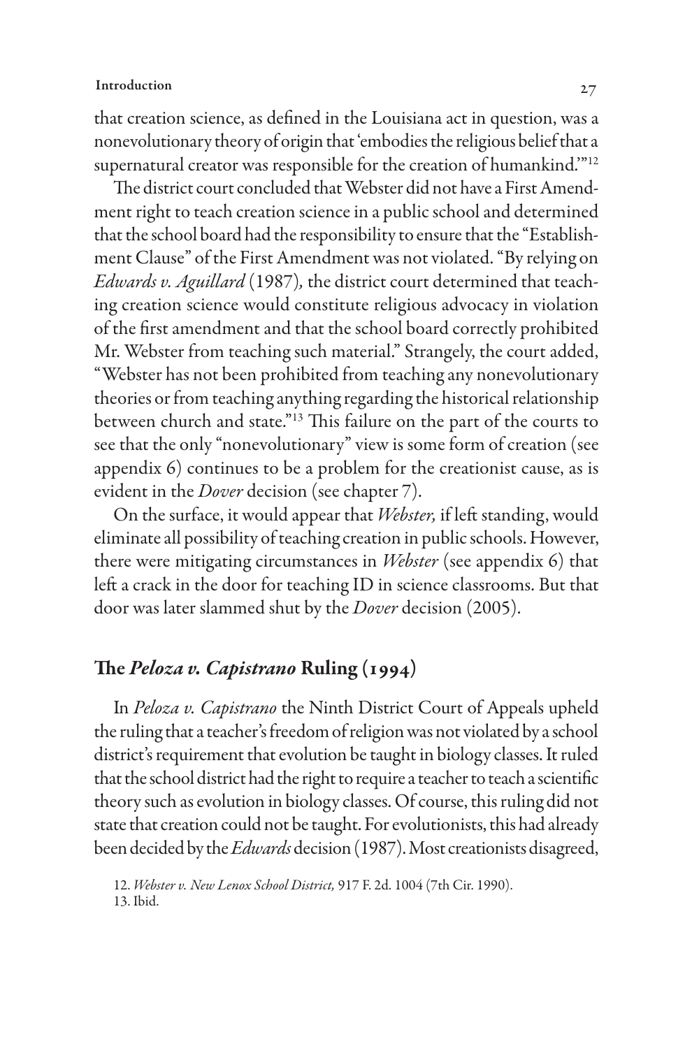that creation science, as defined in the Louisiana act in question, was a nonevolutionary theory of origin that 'embodies the religious belief that a supernatural creator was responsible for the creation of humankind.'"[12]

The district court concluded that Webster did not have a First Amendment right to teach creation science in a public school and determined that the school board had the responsibility to ensure that the "Establishment Clause" of the First Amendment was not violated. "By relying on *Edwards v. Aguillard* (1987), the district court determined that teaching creation science would constitute religious advocacy in violation of the first amendment and that the school board correctly prohibited Mr. Webster from teaching such material." Strangely, the court added, "Webster has not been prohibited from teaching any nonevolutionary theories or from teaching anything regarding the historical relationship between church and state."[13] This failure on the part of the courts to see that the only "nonevolutionary" view is some form of creation (see appendix 6) continues to be a problem for the creationist cause, as is evident in the *Dover* decision (see chapter 7).

On the surface, it would appear that *Webster,* if left standing, would eliminate all possibility of teaching creation in public schools. However, there were mitigating circumstances in *Webster* (see appendix 6) that left a crack in the door for teaching ID in science classrooms. But that door was later slammed shut by the *Dover* decision (2005).

## The *Peloza v. Capistrano* Ruling (1994)

In *Peloza v. Capistrano* the Ninth District Court of Appeals upheld the ruling that a teacher's freedom of religion was not violated by a school district's requirement that evolution be taught in biology classes. It ruled that the school district had the right to require a teacher to teach a scientific theory such as evolution in biology classes. Of course, this ruling did not state that creation could not be taught. For evolutionists, this had already been decided by the *Edwards* decision (1987). Most creationists disagreed,

12. *Webster v. New Lenox School District,* 917 F. 2d. 1004 (7th Cir. 1990).
13. Ibid.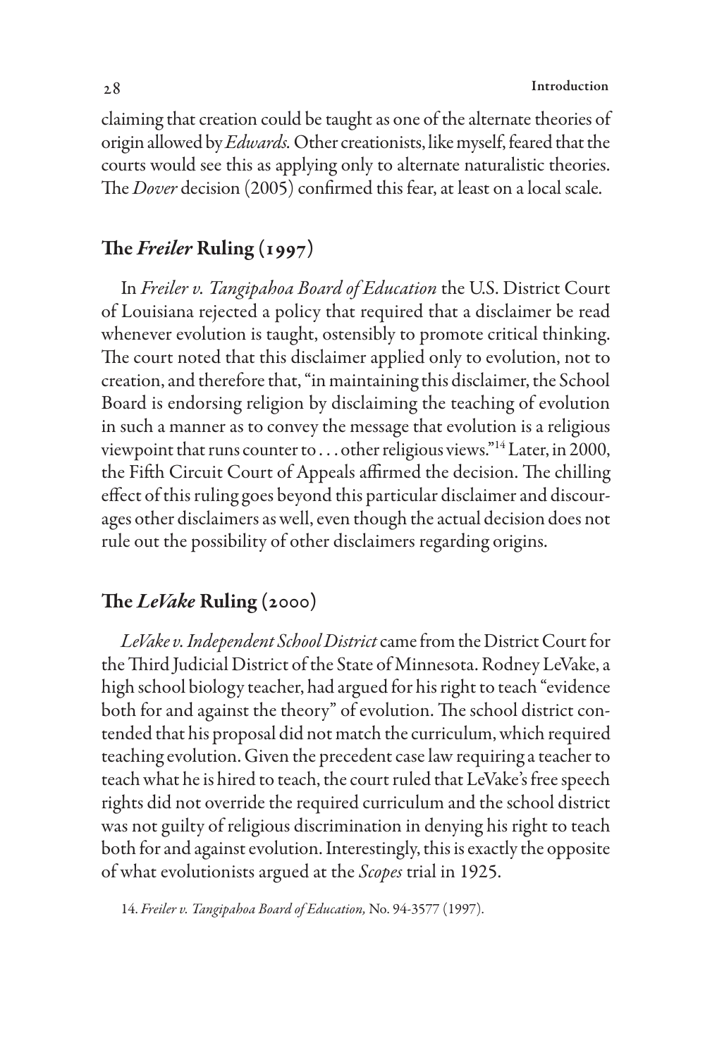claiming that creation could be taught as one of the alternate theories of origin allowed by *Edwards.* Other creationists, like myself, feared that the courts would see this as applying only to alternate naturalistic theories. The *Dover* decision (2005) confirmed this fear, at least on a local scale.

## The *Freiler* Ruling (1997)

In *Freiler v. Tangipahoa Board of Education* the U.S. District Court of Louisiana rejected a policy that required that a disclaimer be read whenever evolution is taught, ostensibly to promote critical thinking. The court noted that this disclaimer applied only to evolution, not to creation, and therefore that, "in maintaining this disclaimer, the School Board is endorsing religion by disclaiming the teaching of evolution in such a manner as to convey the message that evolution is a religious viewpoint that runs counter to . . . other religious views."[14] Later, in 2000, the Fifth Circuit Court of Appeals affirmed the decision. The chilling effect of this ruling goes beyond this particular disclaimer and discourages other disclaimers as well, even though the actual decision does not rule out the possibility of other disclaimers regarding origins.

## The *LeVake* Ruling (2000)

*LeVake v. Independent School District* came from the District Court for the Third Judicial District of the State of Minnesota. Rodney LeVake, a high school biology teacher, had argued for his right to teach "evidence both for and against the theory" of evolution. The school district contended that his proposal did not match the curriculum, which required teaching evolution. Given the precedent case law requiring a teacher to teach what he is hired to teach, the court ruled that LeVake's free speech rights did not override the required curriculum and the school district was not guilty of religious discrimination in denying his right to teach both for and against evolution. Interestingly, this is exactly the opposite of what evolutionists argued at the *Scopes* trial in 1925.

14. *Freiler v. Tangipahoa Board of Education,* No. 94-3577 (1997).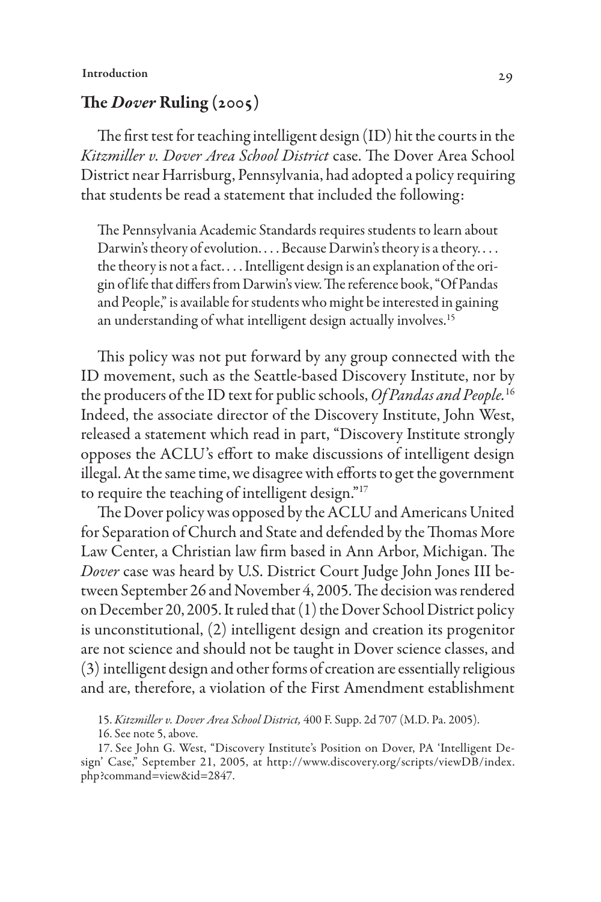## The *Dover* Ruling (2005)

The first test for teaching intelligent design (ID) hit the courts in the *Kitzmiller v. Dover Area School District* case. The Dover Area School District near Harrisburg, Pennsylvania, had adopted a policy requiring that students be read a statement that included the following:

> The Pennsylvania Academic Standards requires students to learn about Darwin's theory of evolution. . . . Because Darwin's theory is a theory. . . . the theory is not a fact. . . . Intelligent design is an explanation of the origin of life that differs from Darwin's view. The reference book, "Of Pandas and People," is available for students who might be interested in gaining an understanding of what intelligent design actually involves.[15]

This policy was not put forward by any group connected with the ID movement, such as the Seattle-based Discovery Institute, nor by the producers of the ID text for public schools, *Of Pandas and People*.[16] Indeed, the associate director of the Discovery Institute, John West, released a statement which read in part, "Discovery Institute strongly opposes the ACLU's effort to make discussions of intelligent design illegal. At the same time, we disagree with efforts to get the government to require the teaching of intelligent design."[17]

The Dover policy was opposed by the ACLU and Americans United for Separation of Church and State and defended by the Thomas More Law Center, a Christian law firm based in Ann Arbor, Michigan. The *Dover* case was heard by U.S. District Court Judge John Jones III between September 26 and November 4, 2005. The decision was rendered on December 20, 2005. It ruled that (1) the Dover School District policy is unconstitutional, (2) intelligent design and creation its progenitor are not science and should not be taught in Dover science classes, and (3) intelligent design and other forms of creation are essentially religious and are, therefore, a violation of the First Amendment establishment

15. *Kitzmiller v. Dover Area School District,* 400 F. Supp. 2d 707 (M.D. Pa. 2005).

16. See note 5, above.

17. See John G. West, "Discovery Institute's Position on Dover, PA 'Intelligent Design' Case," September 21, 2005, at http://www.discovery.org/scripts/viewDB/index.php?command=view&id=2847.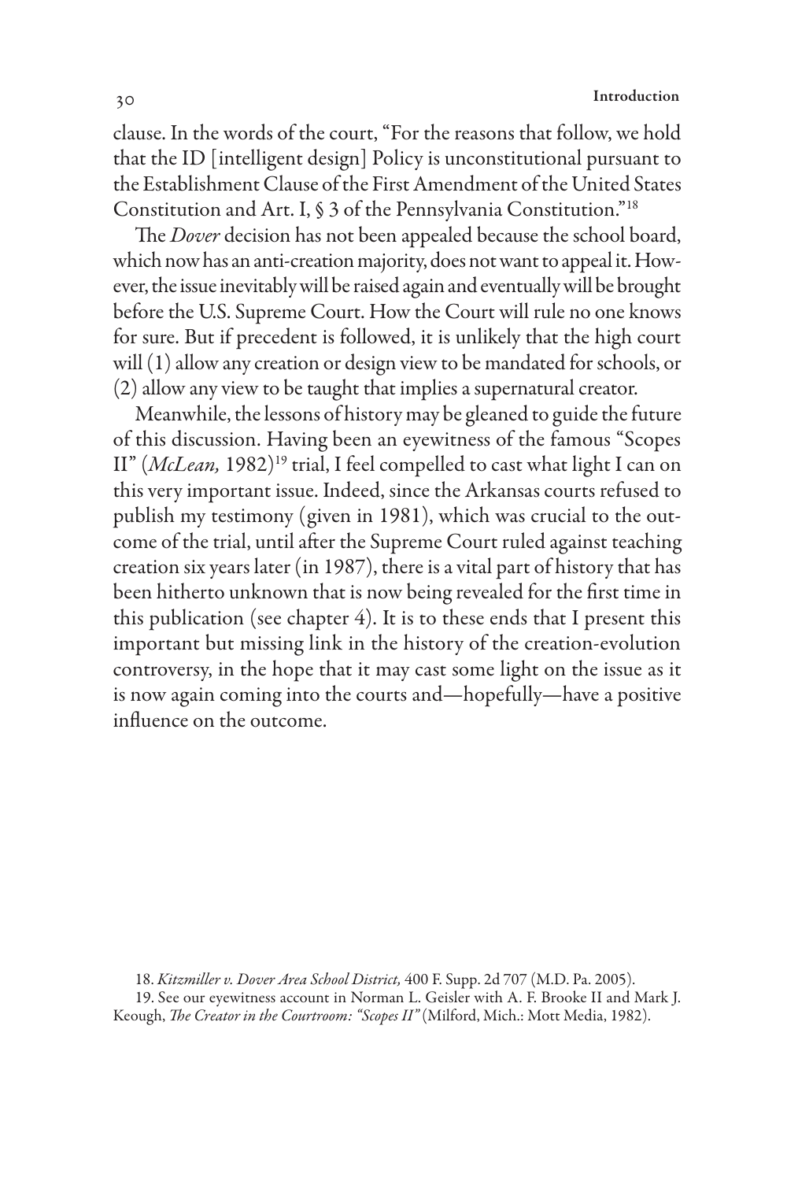clause. In the words of the court, "For the reasons that follow, we hold that the ID [intelligent design] Policy is unconstitutional pursuant to the Establishment Clause of the First Amendment of the United States Constitution and Art. I, § 3 of the Pennsylvania Constitution."[18]

The *Dover* decision has not been appealed because the school board, which now has an anti-creation majority, does not want to appeal it. However, the issue inevitably will be raised again and eventually will be brought before the U.S. Supreme Court. How the Court will rule no one knows for sure. But if precedent is followed, it is unlikely that the high court will (1) allow any creation or design view to be mandated for schools, or (2) allow any view to be taught that implies a supernatural creator.

Meanwhile, the lessons of history may be gleaned to guide the future of this discussion. Having been an eyewitness of the famous "Scopes II" (*McLean,* 1982)[19] trial, I feel compelled to cast what light I can on this very important issue. Indeed, since the Arkansas courts refused to publish my testimony (given in 1981), which was crucial to the outcome of the trial, until after the Supreme Court ruled against teaching creation six years later (in 1987), there is a vital part of history that has been hitherto unknown that is now being revealed for the first time in this publication (see chapter 4). It is to these ends that I present this important but missing link in the history of the creation-evolution controversy, in the hope that it may cast some light on the issue as it is now again coming into the courts and—hopefully—have a positive influence on the outcome.

---

18. *Kitzmiller v. Dover Area School District,* 400 F. Supp. 2d 707 (M.D. Pa. 2005).

19. See our eyewitness account in Norman L. Geisler with A. F. Brooke II and Mark J. Keough, *The Creator in the Courtroom: "Scopes II"* (Milford, Mich.: Mott Media, 1982).